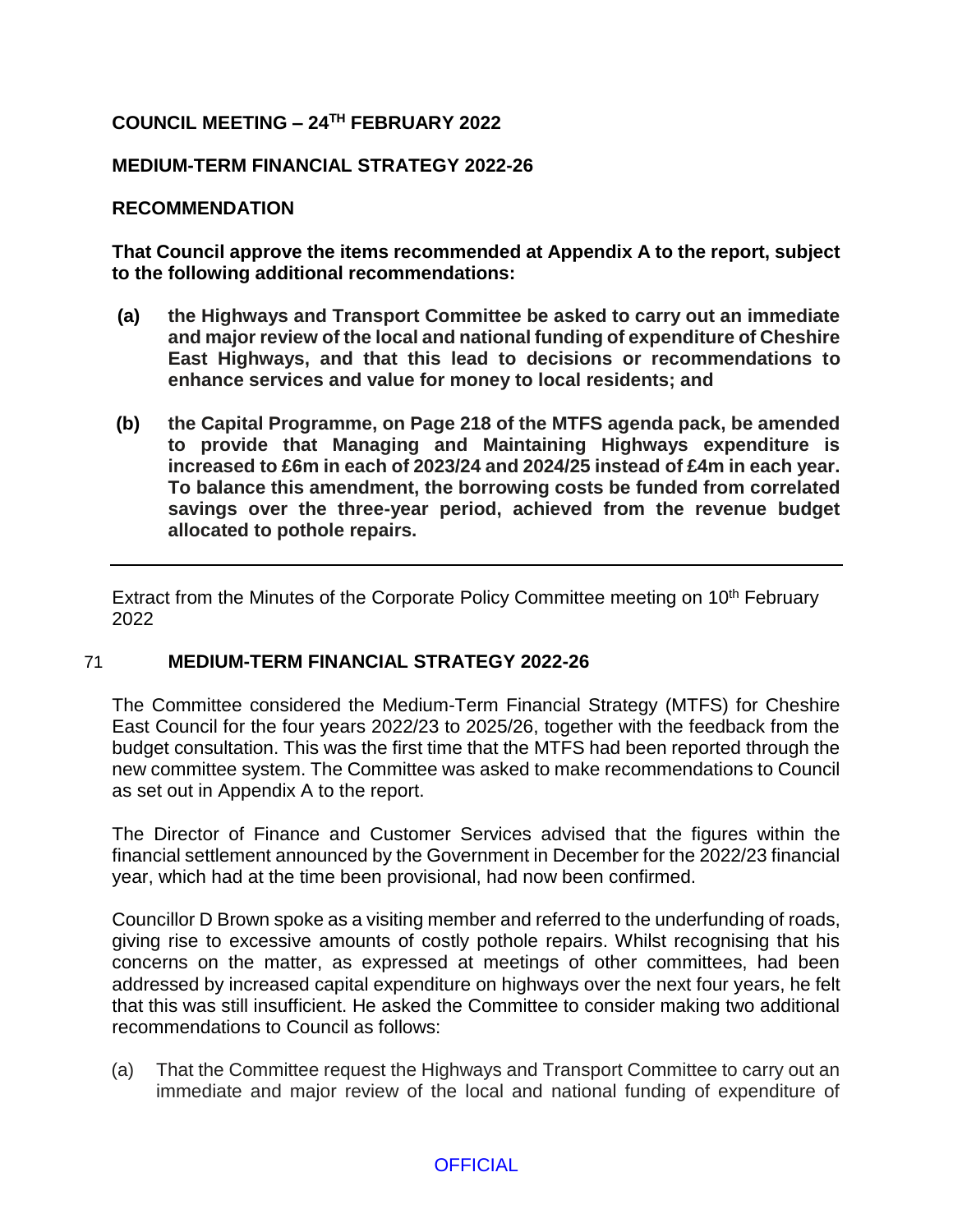**COUNCIL MEETING – 24TH FEBRUARY 2022**

**MEDIUM-TERM FINANCIAL STRATEGY 2022-26**

**RECOMMENDATION**

**That Council approve the items recommended at Appendix A to the report, subject to the following additional recommendations:**

**(a) the Highways and Transport Committee be asked to carry out an immediate and major review of the local and national funding of expenditure of Cheshire East Highways, and that this lead to decisions or recommendations to enhance services and value for money to local residents; and**

**(b) the Capital Programme, on Page 218 of the MTFS agenda pack, be amended to provide that Managing and Maintaining Highways expenditure is increased to £6m in each of 2023/24 and 2024/25 instead of £4m in each year. To balance this amendment, the borrowing costs be funded from correlated savings over the three-year period, achieved from the revenue budget allocated to pothole repairs.**

---

Extract from the Minutes of the Corporate Policy Committee meeting on 10th February 2022

71 **MEDIUM-TERM FINANCIAL STRATEGY 2022-26**

The Committee considered the Medium-Term Financial Strategy (MTFS) for Cheshire East Council for the four years 2022/23 to 2025/26, together with the feedback from the budget consultation. This was the first time that the MTFS had been reported through the new committee system. The Committee was asked to make recommendations to Council as set out in Appendix A to the report.

The Director of Finance and Customer Services advised that the figures within the financial settlement announced by the Government in December for the 2022/23 financial year, which had at the time been provisional, had now been confirmed.

Councillor D Brown spoke as a visiting member and referred to the underfunding of roads, giving rise to excessive amounts of costly pothole repairs. Whilst recognising that his concerns on the matter, as expressed at meetings of other committees, had been addressed by increased capital expenditure on highways over the next four years, he felt that this was still insufficient. He asked the Committee to consider making two additional recommendations to Council as follows:

(a) That the Committee request the Highways and Transport Committee to carry out an immediate and major review of the local and national funding of expenditure of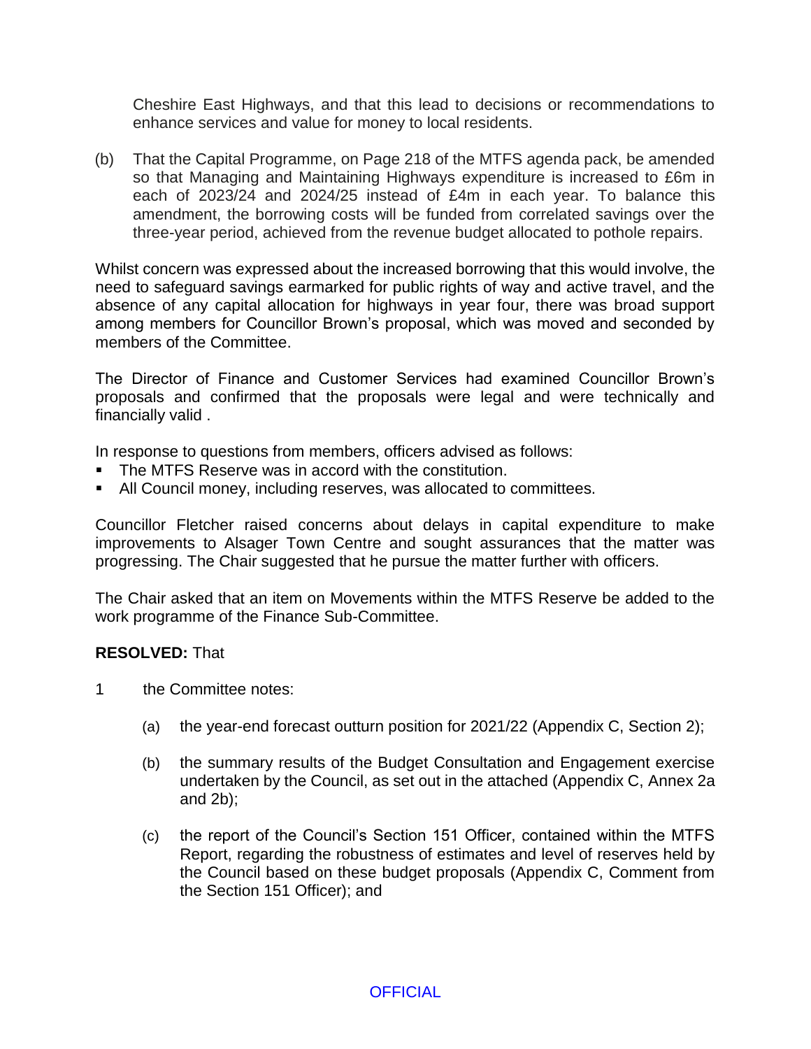Cheshire East Highways, and that this lead to decisions or recommendations to enhance services and value for money to local residents.

(b) That the Capital Programme, on Page 218 of the MTFS agenda pack, be amended so that Managing and Maintaining Highways expenditure is increased to £6m in each of 2023/24 and 2024/25 instead of £4m in each year. To balance this amendment, the borrowing costs will be funded from correlated savings over the three-year period, achieved from the revenue budget allocated to pothole repairs.

Whilst concern was expressed about the increased borrowing that this would involve, the need to safeguard savings earmarked for public rights of way and active travel, and the absence of any capital allocation for highways in year four, there was broad support among members for Councillor Brown's proposal, which was moved and seconded by members of the Committee.

The Director of Finance and Customer Services had examined Councillor Brown's proposals and confirmed that the proposals were legal and were technically and financially valid .

In response to questions from members, officers advised as follows:

- The MTFS Reserve was in accord with the constitution.
- All Council money, including reserves, was allocated to committees.

Councillor Fletcher raised concerns about delays in capital expenditure to make improvements to Alsager Town Centre and sought assurances that the matter was progressing. The Chair suggested that he pursue the matter further with officers.

The Chair asked that an item on Movements within the MTFS Reserve be added to the work programme of the Finance Sub-Committee.

**RESOLVED:** That

1 the Committee notes:

   (a) the year-end forecast outturn position for 2021/22 (Appendix C, Section 2);

   (b) the summary results of the Budget Consultation and Engagement exercise undertaken by the Council, as set out in the attached (Appendix C, Annex 2a and 2b);

   (c) the report of the Council's Section 151 Officer, contained within the MTFS Report, regarding the robustness of estimates and level of reserves held by the Council based on these budget proposals (Appendix C, Comment from the Section 151 Officer); and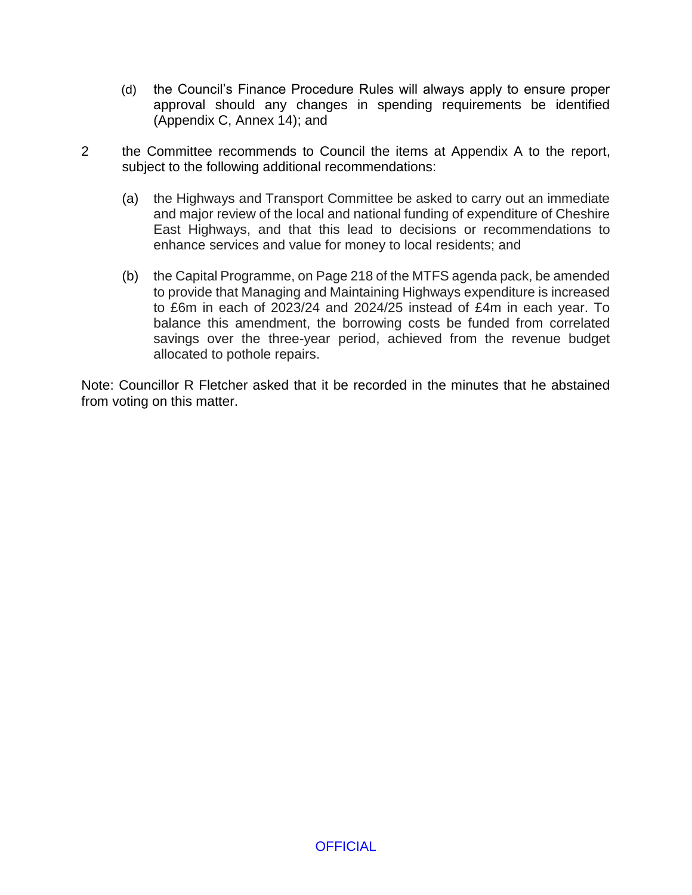(d) the Council's Finance Procedure Rules will always apply to ensure proper approval should any changes in spending requirements be identified (Appendix C, Annex 14); and

2 the Committee recommends to Council the items at Appendix A to the report, subject to the following additional recommendations:

(a) the Highways and Transport Committee be asked to carry out an immediate and major review of the local and national funding of expenditure of Cheshire East Highways, and that this lead to decisions or recommendations to enhance services and value for money to local residents; and

(b) the Capital Programme, on Page 218 of the MTFS agenda pack, be amended to provide that Managing and Maintaining Highways expenditure is increased to £6m in each of 2023/24 and 2024/25 instead of £4m in each year. To balance this amendment, the borrowing costs be funded from correlated savings over the three-year period, achieved from the revenue budget allocated to pothole repairs.

Note: Councillor R Fletcher asked that it be recorded in the minutes that he abstained from voting on this matter.

OFFICIAL